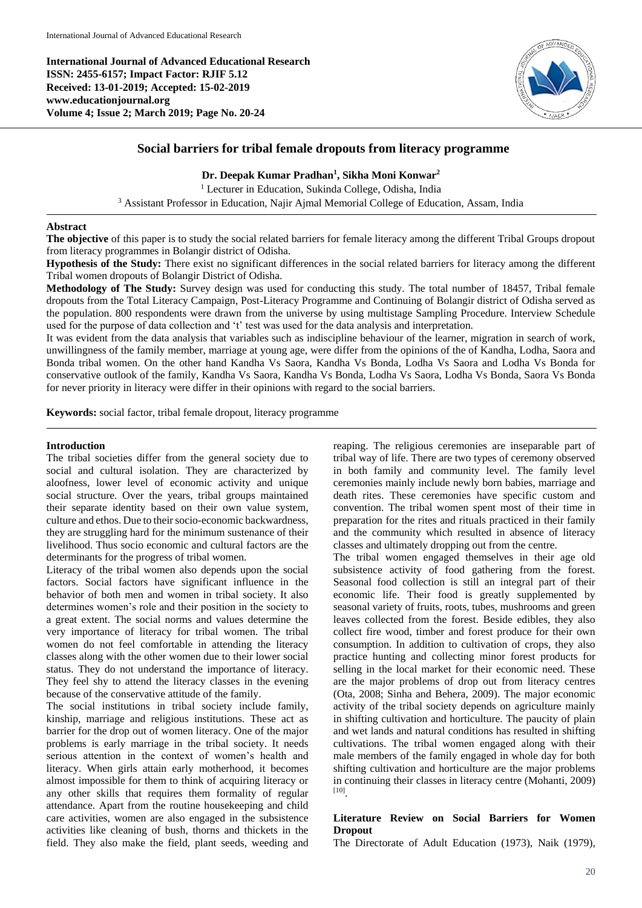International Journal of Advanced Educational Research
ISSN: 2455-6157; Impact Factor: RJIF 5.12
Received: 13-01-2019; Accepted: 15-02-2019
www.educationjournal.org
Volume 4; Issue 2; March 2019; Page No. 20-24

# Social barriers for tribal female dropouts from literacy programme

**Dr. Deepak Kumar Pradhan[1], Sikha Moni Konwar[2]**

[1] Lecturer in Education, Sukinda College, Odisha, India

[3] Assistant Professor in Education, Najir Ajmal Memorial College of Education, Assam, India

## Abstract

**The objective** of this paper is to study the social related barriers for female literacy among the different Tribal Groups dropout from literacy programmes in Bolangir district of Odisha.

**Hypothesis of the Study:** There exist no significant differences in the social related barriers for literacy among the different Tribal women dropouts of Bolangir District of Odisha.

**Methodology of The Study:** Survey design was used for conducting this study. The total number of 18457, Tribal female dropouts from the Total Literacy Campaign, Post-Literacy Programme and Continuing of Bolangir district of Odisha served as the population. 800 respondents were drawn from the universe by using multistage Sampling Procedure. Interview Schedule used for the purpose of data collection and 't' test was used for the data analysis and interpretation.

It was evident from the data analysis that variables such as indiscipline behaviour of the learner, migration in search of work, unwillingness of the family member, marriage at young age, were differ from the opinions of the of Kandha, Lodha, Saora and Bonda tribal women. On the other hand Kandha Vs Saora, Kandha Vs Bonda, Lodha Vs Saora and Lodha Vs Bonda for conservative outlook of the family, Kandha Vs Saora, Kandha Vs Bonda, Lodha Vs Saora, Lodha Vs Bonda, Saora Vs Bonda for never priority in literacy were differ in their opinions with regard to the social barriers.

**Keywords:** social factor, tribal female dropout, literacy programme

## Introduction

The tribal societies differ from the general society due to social and cultural isolation. They are characterized by aloofness, lower level of economic activity and unique social structure. Over the years, tribal groups maintained their separate identity based on their own value system, culture and ethos. Due to their socio-economic backwardness, they are struggling hard for the minimum sustenance of their livelihood. Thus socio economic and cultural factors are the determinants for the progress of tribal women.

Literacy of the tribal women also depends upon the social factors. Social factors have significant influence in the behavior of both men and women in tribal society. It also determines women's role and their position in the society to a great extent. The social norms and values determine the very importance of literacy for tribal women. The tribal women do not feel comfortable in attending the literacy classes along with the other women due to their lower social status. They do not understand the importance of literacy. They feel shy to attend the literacy classes in the evening because of the conservative attitude of the family.

The social institutions in tribal society include family, kinship, marriage and religious institutions. These act as barrier for the drop out of women literacy. One of the major problems is early marriage in the tribal society. It needs serious attention in the context of women's health and literacy. When girls attain early motherhood, it becomes almost impossible for them to think of acquiring literacy or any other skills that requires them formality of regular attendance. Apart from the routine housekeeping and child care activities, women are also engaged in the subsistence activities like cleaning of bush, thorns and thickets in the field. They also make the field, plant seeds, weeding and reaping. The religious ceremonies are inseparable part of tribal way of life. There are two types of ceremony observed in both family and community level. The family level ceremonies mainly include newly born babies, marriage and death rites. These ceremonies have specific custom and convention. The tribal women spent most of their time in preparation for the rites and rituals practiced in their family and the community which resulted in absence of literacy classes and ultimately dropping out from the centre.

The tribal women engaged themselves in their age old subsistence activity of food gathering from the forest. Seasonal food collection is still an integral part of their economic life. Their food is greatly supplemented by seasonal variety of fruits, roots, tubes, mushrooms and green leaves collected from the forest. Beside edibles, they also collect fire wood, timber and forest produce for their own consumption. In addition to cultivation of crops, they also practice hunting and collecting minor forest products for selling in the local market for their economic need. These are the major problems of drop out from literacy centres (Ota, 2008; Sinha and Behera, 2009). The major economic activity of the tribal society depends on agriculture mainly in shifting cultivation and horticulture. The paucity of plain and wet lands and natural conditions has resulted in shifting cultivations. The tribal women engaged along with their male members of the family engaged in whole day for both shifting cultivation and horticulture are the major problems in continuing their classes in literacy centre (Mohanti, 2009) [10].

## Literature Review on Social Barriers for Women Dropout

The Directorate of Adult Education (1973), Naik (1979),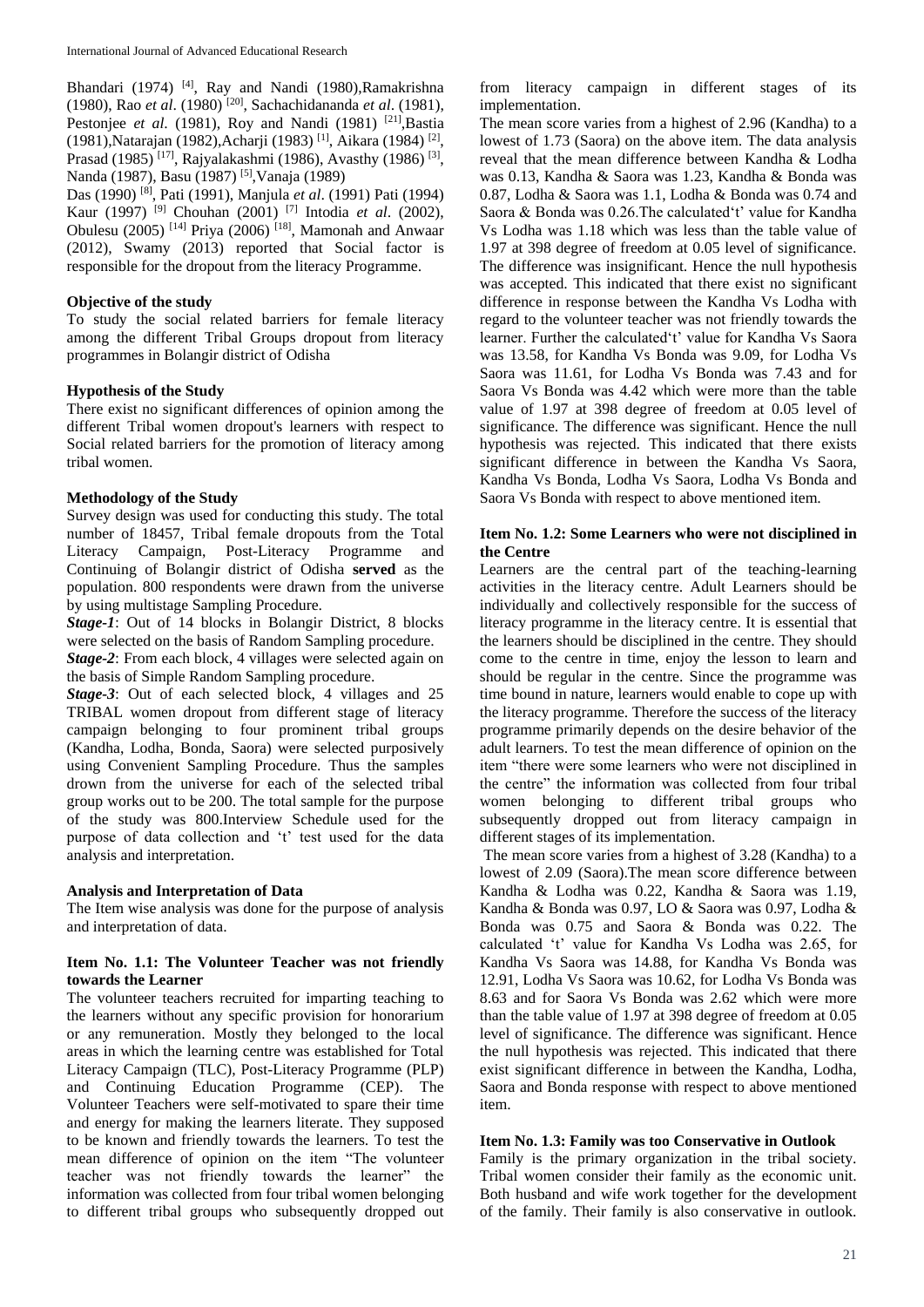Bhandari (1974) [4], Ray and Nandi (1980),Ramakrishna (1980), Rao *et al*. (1980) [20], Sachachidananda *et al*. (1981), Pestonjee *et al*. (1981), Roy and Nandi (1981) [21],Bastia (1981),Natarajan (1982),Acharji (1983) [1], Aikara (1984) [2], Prasad (1985) [17], Rajyalakashmi (1986), Avasthy (1986) [3], Nanda (1987), Basu (1987) [5],Vanaja (1989)

Das (1990) [8], Pati (1991), Manjula *et al*. (1991) Pati (1994) Kaur (1997) [9] Chouhan (2001) [7] Intodia *et al*. (2002), Obulesu (2005) [14] Priya (2006) [18], Mamonah and Anwaar (2012), Swamy (2013) reported that Social factor is responsible for the dropout from the literacy Programme.

### Objective of the study

To study the social related barriers for female literacy among the different Tribal Groups dropout from literacy programmes in Bolangir district of Odisha

### Hypothesis of the Study

There exist no significant differences of opinion among the different Tribal women dropout's learners with respect to Social related barriers for the promotion of literacy among tribal women.

### Methodology of the Study

Survey design was used for conducting this study. The total number of 18457, Tribal female dropouts from the Total Literacy Campaign, Post-Literacy Programme and Continuing of Bolangir district of Odisha **served** as the population. 800 respondents were drawn from the universe by using multistage Sampling Procedure.

***Stage-1***: Out of 14 blocks in Bolangir District, 8 blocks were selected on the basis of Random Sampling procedure.

***Stage-2***: From each block, 4 villages were selected again on the basis of Simple Random Sampling procedure.

***Stage-3***: Out of each selected block, 4 villages and 25 TRIBAL women dropout from different stage of literacy campaign belonging to four prominent tribal groups (Kandha, Lodha, Bonda, Saora) were selected purposively using Convenient Sampling Procedure. Thus the samples drawn from the universe for each of the selected tribal group works out to be 200. The total sample for the purpose of the study was 800.Interview Schedule used for the purpose of data collection and 't' test used for the data analysis and interpretation.

### Analysis and Interpretation of Data

The Item wise analysis was done for the purpose of analysis and interpretation of data.

### Item No. 1.1: The Volunteer Teacher was not friendly towards the Learner

The volunteer teachers recruited for imparting teaching to the learners without any specific provision for honorarium or any remuneration. Mostly they belonged to the local areas in which the learning centre was established for Total Literacy Campaign (TLC), Post-Literacy Programme (PLP) and Continuing Education Programme (CEP). The Volunteer Teachers were self-motivated to spare their time and energy for making the learners literate. They supposed to be known and friendly towards the learners. To test the mean difference of opinion on the item "The volunteer teacher was not friendly towards the learner" the information was collected from four tribal women belonging to different tribal groups who subsequently dropped out from literacy campaign in different stages of its implementation.

The mean score varies from a highest of 2.96 (Kandha) to a lowest of 1.73 (Saora) on the above item. The data analysis reveal that the mean difference between Kandha & Lodha was 0.13, Kandha & Saora was 1.23, Kandha & Bonda was 0.87, Lodha & Saora was 1.1, Lodha & Bonda was 0.74 and Saora & Bonda was 0.26.The calculated't' value for Kandha Vs Lodha was 1.18 which was less than the table value of 1.97 at 398 degree of freedom at 0.05 level of significance. The difference was insignificant. Hence the null hypothesis was accepted. This indicated that there exist no significant difference in response between the Kandha Vs Lodha with regard to the volunteer teacher was not friendly towards the learner. Further the calculated't' value for Kandha Vs Saora was 13.58, for Kandha Vs Bonda was 9.09, for Lodha Vs Saora was 11.61, for Lodha Vs Bonda was 7.43 and for Saora Vs Bonda was 4.42 which were more than the table value of 1.97 at 398 degree of freedom at 0.05 level of significance. The difference was significant. Hence the null hypothesis was rejected. This indicated that there exists significant difference in between the Kandha Vs Saora, Kandha Vs Bonda, Lodha Vs Saora, Lodha Vs Bonda and Saora Vs Bonda with respect to above mentioned item.

### Item No. 1.2: Some Learners who were not disciplined in the Centre

Learners are the central part of the teaching-learning activities in the literacy centre. Adult Learners should be individually and collectively responsible for the success of literacy programme in the literacy centre. It is essential that the learners should be disciplined in the centre. They should come to the centre in time, enjoy the lesson to learn and should be regular in the centre. Since the programme was time bound in nature, learners would enable to cope up with the literacy programme. Therefore the success of the literacy programme primarily depends on the desire behavior of the adult learners. To test the mean difference of opinion on the item "there were some learners who were not disciplined in the centre" the information was collected from four tribal women belonging to different tribal groups who subsequently dropped out from literacy campaign in different stages of its implementation.

The mean score varies from a highest of 3.28 (Kandha) to a lowest of 2.09 (Saora).The mean score difference between Kandha & Lodha was 0.22, Kandha & Saora was 1.19, Kandha & Bonda was 0.97, LO & Saora was 0.97, Lodha & Bonda was 0.75 and Saora & Bonda was 0.22. The calculated 't' value for Kandha Vs Lodha was 2.65, for Kandha Vs Saora was 14.88, for Kandha Vs Bonda was 12.91, Lodha Vs Saora was 10.62, for Lodha Vs Bonda was 8.63 and for Saora Vs Bonda was 2.62 which were more than the table value of 1.97 at 398 degree of freedom at 0.05 level of significance. The difference was significant. Hence the null hypothesis was rejected. This indicated that there exist significant difference in between the Kandha, Lodha, Saora and Bonda response with respect to above mentioned item.

### Item No. 1.3: Family was too Conservative in Outlook

Family is the primary organization in the tribal society. Tribal women consider their family as the economic unit. Both husband and wife work together for the development of the family. Their family is also conservative in outlook.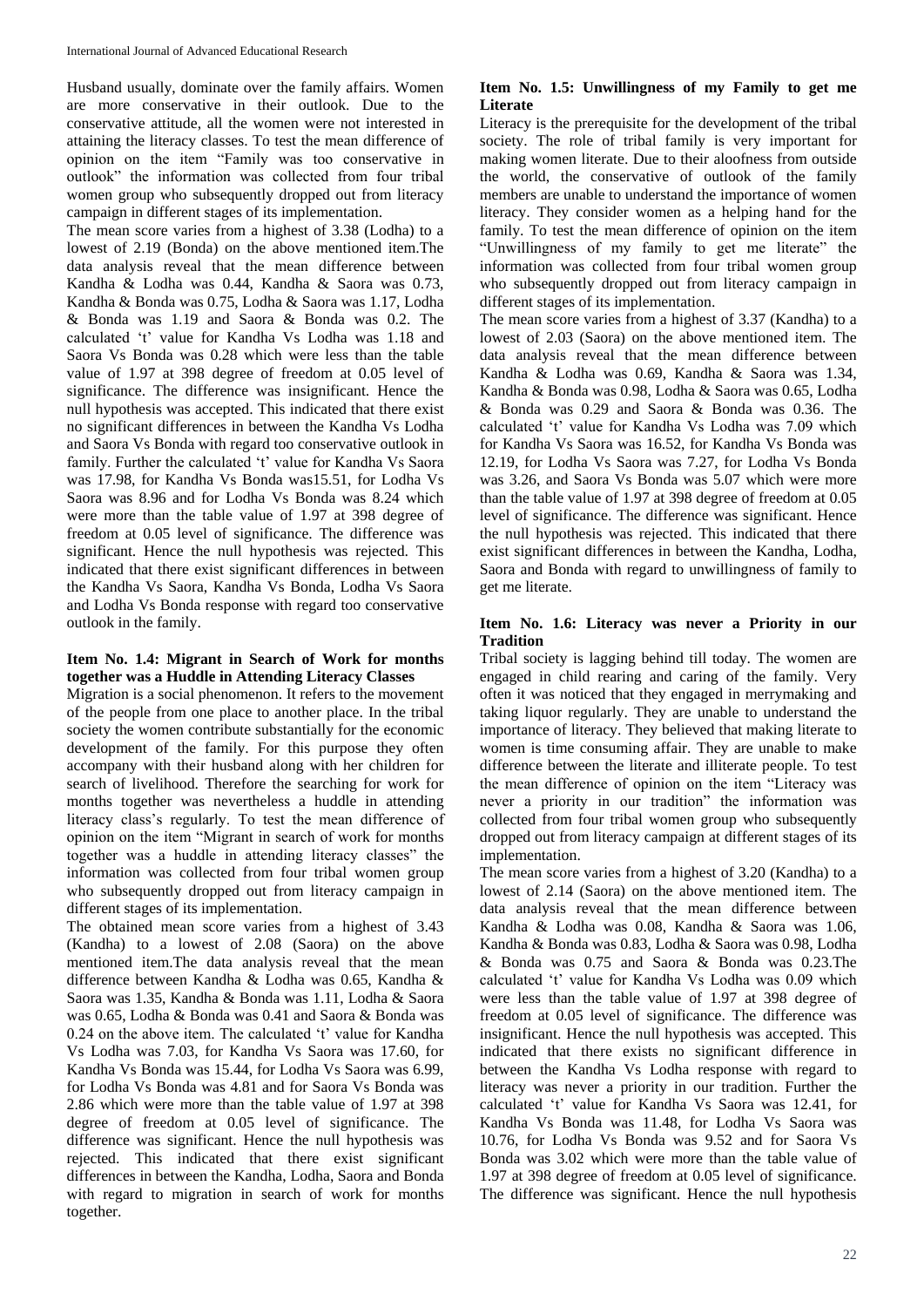Husband usually, dominate over the family affairs. Women are more conservative in their outlook. Due to the conservative attitude, all the women were not interested in attaining the literacy classes. To test the mean difference of opinion on the item "Family was too conservative in outlook" the information was collected from four tribal women group who subsequently dropped out from literacy campaign in different stages of its implementation.

The mean score varies from a highest of 3.38 (Lodha) to a lowest of 2.19 (Bonda) on the above mentioned item.The data analysis reveal that the mean difference between Kandha & Lodha was 0.44, Kandha & Saora was 0.73, Kandha & Bonda was 0.75, Lodha & Saora was 1.17, Lodha & Bonda was 1.19 and Saora & Bonda was 0.2. The calculated 't' value for Kandha Vs Lodha was 1.18 and Saora Vs Bonda was 0.28 which were less than the table value of 1.97 at 398 degree of freedom at 0.05 level of significance. The difference was insignificant. Hence the null hypothesis was accepted. This indicated that there exist no significant differences in between the Kandha Vs Lodha and Saora Vs Bonda with regard too conservative outlook in family. Further the calculated 't' value for Kandha Vs Saora was 17.98, for Kandha Vs Bonda was15.51, for Lodha Vs Saora was 8.96 and for Lodha Vs Bonda was 8.24 which were more than the table value of 1.97 at 398 degree of freedom at 0.05 level of significance. The difference was significant. Hence the null hypothesis was rejected. This indicated that there exist significant differences in between the Kandha Vs Saora, Kandha Vs Bonda, Lodha Vs Saora and Lodha Vs Bonda response with regard too conservative outlook in the family.

**Item No. 1.4: Migrant in Search of Work for months together was a Huddle in Attending Literacy Classes**

Migration is a social phenomenon. It refers to the movement of the people from one place to another place. In the tribal society the women contribute substantially for the economic development of the family. For this purpose they often accompany with their husband along with her children for search of livelihood. Therefore the searching for work for months together was nevertheless a huddle in attending literacy class's regularly. To test the mean difference of opinion on the item "Migrant in search of work for months together was a huddle in attending literacy classes" the information was collected from four tribal women group who subsequently dropped out from literacy campaign in different stages of its implementation.

The obtained mean score varies from a highest of 3.43 (Kandha) to a lowest of 2.08 (Saora) on the above mentioned item.The data analysis reveal that the mean difference between Kandha & Lodha was 0.65, Kandha & Saora was 1.35, Kandha & Bonda was 1.11, Lodha & Saora was 0.65, Lodha & Bonda was 0.41 and Saora & Bonda was 0.24 on the above item. The calculated 't' value for Kandha Vs Lodha was 7.03, for Kandha Vs Saora was 17.60, for Kandha Vs Bonda was 15.44, for Lodha Vs Saora was 6.99, for Lodha Vs Bonda was 4.81 and for Saora Vs Bonda was 2.86 which were more than the table value of 1.97 at 398 degree of freedom at 0.05 level of significance. The difference was significant. Hence the null hypothesis was rejected. This indicated that there exist significant differences in between the Kandha, Lodha, Saora and Bonda with regard to migration in search of work for months together.

**Item No. 1.5: Unwillingness of my Family to get me Literate**

Literacy is the prerequisite for the development of the tribal society. The role of tribal family is very important for making women literate. Due to their aloofness from outside the world, the conservative of outlook of the family members are unable to understand the importance of women literacy. They consider women as a helping hand for the family. To test the mean difference of opinion on the item "Unwillingness of my family to get me literate" the information was collected from four tribal women group who subsequently dropped out from literacy campaign in different stages of its implementation.

The mean score varies from a highest of 3.37 (Kandha) to a lowest of 2.03 (Saora) on the above mentioned item. The data analysis reveal that the mean difference between Kandha & Lodha was 0.69, Kandha & Saora was 1.34, Kandha & Bonda was 0.98, Lodha & Saora was 0.65, Lodha & Bonda was 0.29 and Saora & Bonda was 0.36. The calculated 't' value for Kandha Vs Lodha was 7.09 which for Kandha Vs Saora was 16.52, for Kandha Vs Bonda was 12.19, for Lodha Vs Saora was 7.27, for Lodha Vs Bonda was 3.26, and Saora Vs Bonda was 5.07 which were more than the table value of 1.97 at 398 degree of freedom at 0.05 level of significance. The difference was significant. Hence the null hypothesis was rejected. This indicated that there exist significant differences in between the Kandha, Lodha, Saora and Bonda with regard to unwillingness of family to get me literate.

**Item No. 1.6: Literacy was never a Priority in our Tradition**

Tribal society is lagging behind till today. The women are engaged in child rearing and caring of the family. Very often it was noticed that they engaged in merrymaking and taking liquor regularly. They are unable to understand the importance of literacy. They believed that making literate to women is time consuming affair. They are unable to make difference between the literate and illiterate people. To test the mean difference of opinion on the item "Literacy was never a priority in our tradition" the information was collected from four tribal women group who subsequently dropped out from literacy campaign at different stages of its implementation.

The mean score varies from a highest of 3.20 (Kandha) to a lowest of 2.14 (Saora) on the above mentioned item. The data analysis reveal that the mean difference between Kandha & Lodha was 0.08, Kandha & Saora was 1.06, Kandha & Bonda was 0.83, Lodha & Saora was 0.98, Lodha & Bonda was 0.75 and Saora & Bonda was 0.23.The calculated 't' value for Kandha Vs Lodha was 0.09 which were less than the table value of 1.97 at 398 degree of freedom at 0.05 level of significance. The difference was insignificant. Hence the null hypothesis was accepted. This indicated that there exists no significant difference in between the Kandha Vs Lodha response with regard to literacy was never a priority in our tradition. Further the calculated 't' value for Kandha Vs Saora was 12.41, for Kandha Vs Bonda was 11.48, for Lodha Vs Saora was 10.76, for Lodha Vs Bonda was 9.52 and for Saora Vs Bonda was 3.02 which were more than the table value of 1.97 at 398 degree of freedom at 0.05 level of significance. The difference was significant. Hence the null hypothesis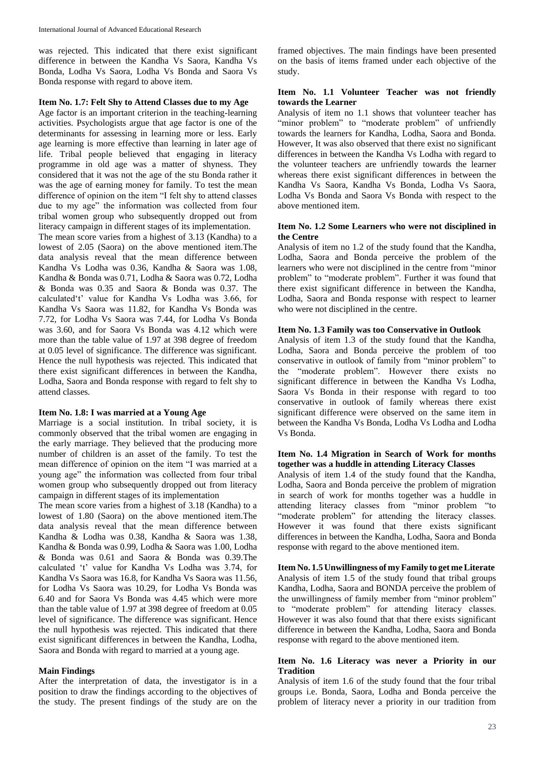was rejected. This indicated that there exist significant difference in between the Kandha Vs Saora, Kandha Vs Bonda, Lodha Vs Saora, Lodha Vs Bonda and Saora Vs Bonda response with regard to above item.

**Item No. 1.7: Felt Shy to Attend Classes due to my Age**

Age factor is an important criterion in the teaching-learning activities. Psychologists argue that age factor is one of the determinants for assessing in learning more or less. Early age learning is more effective than learning in later age of life. Tribal people believed that engaging in literacy programme in old age was a matter of shyness. They considered that it was not the age of the stu Bonda rather it was the age of earning money for family. To test the mean difference of opinion on the item "I felt shy to attend classes due to my age" the information was collected from four tribal women group who subsequently dropped out from literacy campaign in different stages of its implementation.

The mean score varies from a highest of 3.13 (Kandha) to a lowest of 2.05 (Saora) on the above mentioned item.The data analysis reveal that the mean difference between Kandha Vs Lodha was 0.36, Kandha & Saora was 1.08, Kandha & Bonda was 0.71, Lodha & Saora was 0.72, Lodha & Bonda was 0.35 and Saora & Bonda was 0.37. The calculated't' value for Kandha Vs Lodha was 3.66, for Kandha Vs Saora was 11.82, for Kandha Vs Bonda was 7.72, for Lodha Vs Saora was 7.44, for Lodha Vs Bonda was 3.60, and for Saora Vs Bonda was 4.12 which were more than the table value of 1.97 at 398 degree of freedom at 0.05 level of significance. The difference was significant. Hence the null hypothesis was rejected. This indicated that there exist significant differences in between the Kandha, Lodha, Saora and Bonda response with regard to felt shy to attend classes.

**Item No. 1.8: I was married at a Young Age**

Marriage is a social institution. In tribal society, it is commonly observed that the tribal women are engaging in the early marriage. They believed that the producing more number of children is an asset of the family. To test the mean difference of opinion on the item "I was married at a young age" the information was collected from four tribal women group who subsequently dropped out from literacy campaign in different stages of its implementation

The mean score varies from a highest of 3.18 (Kandha) to a lowest of 1.80 (Saora) on the above mentioned item.The data analysis reveal that the mean difference between Kandha & Lodha was 0.38, Kandha & Saora was 1.38, Kandha & Bonda was 0.99, Lodha & Saora was 1.00, Lodha & Bonda was 0.61 and Saora & Bonda was 0.39.The calculated 't' value for Kandha Vs Lodha was 3.74, for Kandha Vs Saora was 16.8, for Kandha Vs Saora was 11.56, for Lodha Vs Saora was 10.29, for Lodha Vs Bonda was 6.40 and for Saora Vs Bonda was 4.45 which were more than the table value of 1.97 at 398 degree of freedom at 0.05 level of significance. The difference was significant. Hence the null hypothesis was rejected. This indicated that there exist significant differences in between the Kandha, Lodha, Saora and Bonda with regard to married at a young age.

**Main Findings**

After the interpretation of data, the investigator is in a position to draw the findings according to the objectives of the study. The present findings of the study are on the framed objectives. The main findings have been presented on the basis of items framed under each objective of the study.

**Item No. 1.1 Volunteer Teacher was not friendly towards the Learner**

Analysis of item no 1.1 shows that volunteer teacher has "minor problem" to "moderate problem" of unfriendly towards the learners for Kandha, Lodha, Saora and Bonda. However, It was also observed that there exist no significant differences in between the Kandha Vs Lodha with regard to the volunteer teachers are unfriendly towards the learner whereas there exist significant differences in between the Kandha Vs Saora, Kandha Vs Bonda, Lodha Vs Saora, Lodha Vs Bonda and Saora Vs Bonda with respect to the above mentioned item.

**Item No. 1.2 Some Learners who were not disciplined in the Centre**

Analysis of item no 1.2 of the study found that the Kandha, Lodha, Saora and Bonda perceive the problem of the learners who were not disciplined in the centre from "minor problem" to "moderate problem". Further it was found that there exist significant difference in between the Kandha, Lodha, Saora and Bonda response with respect to learner who were not disciplined in the centre.

**Item No. 1.3 Family was too Conservative in Outlook**

Analysis of item 1.3 of the study found that the Kandha, Lodha, Saora and Bonda perceive the problem of too conservative in outlook of family from "minor problem" to the "moderate problem". However there exists no significant difference in between the Kandha Vs Lodha, Saora Vs Bonda in their response with regard to too conservative in outlook of family whereas there exist significant difference were observed on the same item in between the Kandha Vs Bonda, Lodha Vs Lodha and Lodha Vs Bonda.

**Item No. 1.4 Migration in Search of Work for months together was a huddle in attending Literacy Classes**

Analysis of item 1.4 of the study found that the Kandha, Lodha, Saora and Bonda perceive the problem of migration in search of work for months together was a huddle in attending literacy classes from "minor problem "to "moderate problem" for attending the literacy classes. However it was found that there exists significant differences in between the Kandha, Lodha, Saora and Bonda response with regard to the above mentioned item.

**Item No. 1.5 Unwillingness of my Family to get me Literate**

Analysis of item 1.5 of the study found that tribal groups Kandha, Lodha, Saora and BONDA perceive the problem of the unwillingness of family member from "minor problem" to "moderate problem" for attending literacy classes. However it was also found that that there exists significant difference in between the Kandha, Lodha, Saora and Bonda response with regard to the above mentioned item.

**Item No. 1.6 Literacy was never a Priority in our Tradition**

Analysis of item 1.6 of the study found that the four tribal groups i.e. Bonda, Saora, Lodha and Bonda perceive the problem of literacy never a priority in our tradition from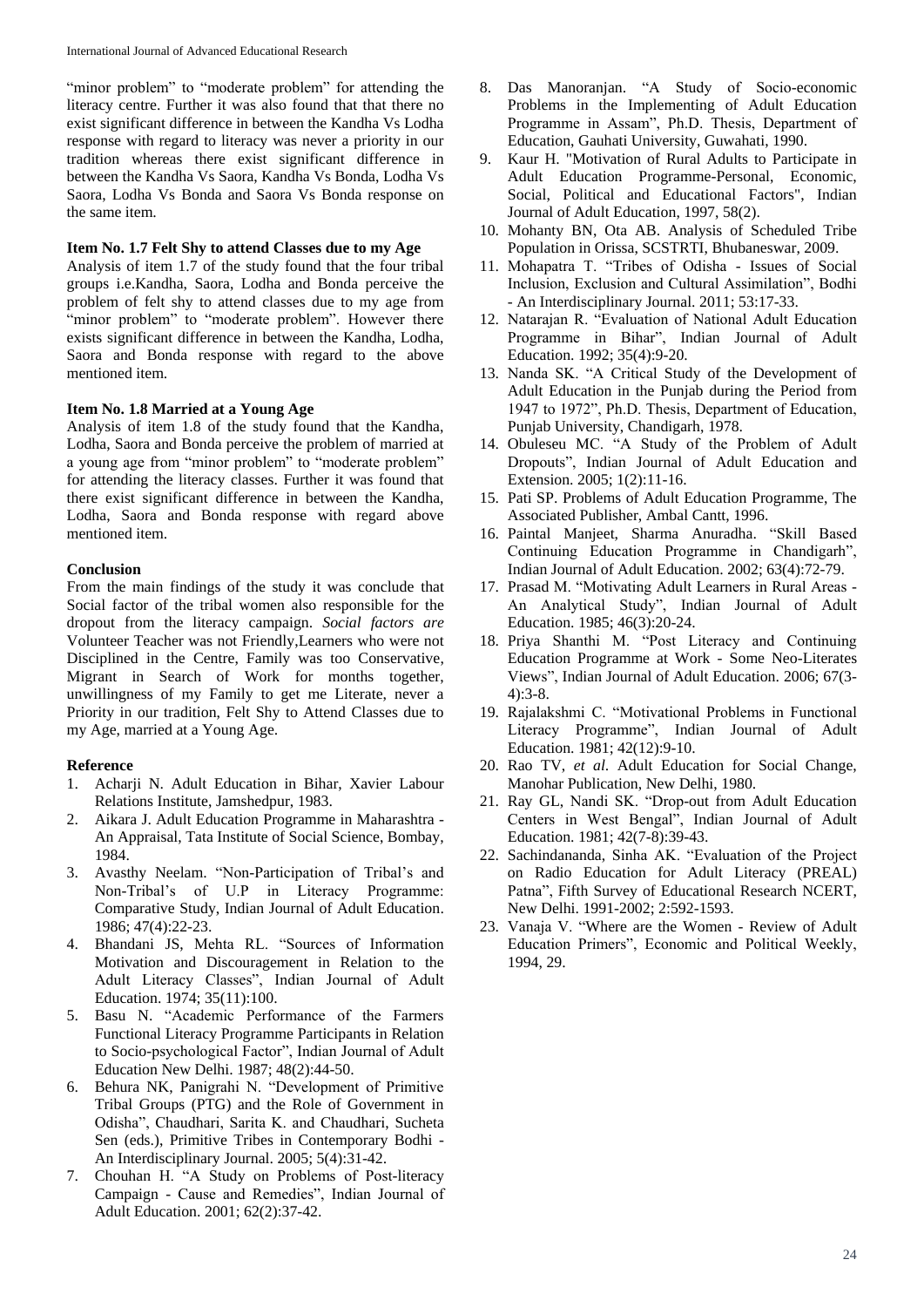"minor problem" to "moderate problem" for attending the literacy centre. Further it was also found that that there no exist significant difference in between the Kandha Vs Lodha response with regard to literacy was never a priority in our tradition whereas there exist significant difference in between the Kandha Vs Saora, Kandha Vs Bonda, Lodha Vs Saora, Lodha Vs Bonda and Saora Vs Bonda response on the same item.

**Item No. 1.7 Felt Shy to attend Classes due to my Age**

Analysis of item 1.7 of the study found that the four tribal groups i.e.Kandha, Saora, Lodha and Bonda perceive the problem of felt shy to attend classes due to my age from "minor problem" to "moderate problem". However there exists significant difference in between the Kandha, Lodha, Saora and Bonda response with regard to the above mentioned item.

**Item No. 1.8 Married at a Young Age**

Analysis of item 1.8 of the study found that the Kandha, Lodha, Saora and Bonda perceive the problem of married at a young age from "minor problem" to "moderate problem" for attending the literacy classes. Further it was found that there exist significant difference in between the Kandha, Lodha, Saora and Bonda response with regard above mentioned item.

**Conclusion**

From the main findings of the study it was conclude that Social factor of the tribal women also responsible for the dropout from the literacy campaign. *Social factors are* Volunteer Teacher was not Friendly,Learners who were not Disciplined in the Centre, Family was too Conservative, Migrant in Search of Work for months together, unwillingness of my Family to get me Literate, never a Priority in our tradition, Felt Shy to Attend Classes due to my Age, married at a Young Age.

**Reference**

1. Acharji N. Adult Education in Bihar, Xavier Labour Relations Institute, Jamshedpur, 1983.
2. Aikara J. Adult Education Programme in Maharashtra - An Appraisal, Tata Institute of Social Science, Bombay, 1984.
3. Avasthy Neelam. "Non-Participation of Tribal's and Non-Tribal's of U.P in Literacy Programme: Comparative Study, Indian Journal of Adult Education. 1986; 47(4):22-23.
4. Bhandani JS, Mehta RL. "Sources of Information Motivation and Discouragement in Relation to the Adult Literacy Classes", Indian Journal of Adult Education. 1974; 35(11):100.
5. Basu N. "Academic Performance of the Farmers Functional Literacy Programme Participants in Relation to Socio-psychological Factor", Indian Journal of Adult Education New Delhi. 1987; 48(2):44-50.
6. Behura NK, Panigrahi N. "Development of Primitive Tribal Groups (PTG) and the Role of Government in Odisha", Chaudhari, Sarita K. and Chaudhari, Sucheta Sen (eds.), Primitive Tribes in Contemporary Bodhi - An Interdisciplinary Journal. 2005; 5(4):31-42.
7. Chouhan H. "A Study on Problems of Post-literacy Campaign - Cause and Remedies", Indian Journal of Adult Education. 2001; 62(2):37-42.
8. Das Manoranjan. "A Study of Socio-economic Problems in the Implementing of Adult Education Programme in Assam", Ph.D. Thesis, Department of Education, Gauhati University, Guwahati, 1990.
9. Kaur H. "Motivation of Rural Adults to Participate in Adult Education Programme-Personal, Economic, Social, Political and Educational Factors", Indian Journal of Adult Education, 1997, 58(2).
10. Mohanty BN, Ota AB. Analysis of Scheduled Tribe Population in Orissa, SCSTRTI, Bhubaneswar, 2009.
11. Mohapatra T. "Tribes of Odisha - Issues of Social Inclusion, Exclusion and Cultural Assimilation", Bodhi - An Interdisciplinary Journal. 2011; 53:17-33.
12. Natarajan R. "Evaluation of National Adult Education Programme in Bihar", Indian Journal of Adult Education. 1992; 35(4):9-20.
13. Nanda SK. "A Critical Study of the Development of Adult Education in the Punjab during the Period from 1947 to 1972", Ph.D. Thesis, Department of Education, Punjab University, Chandigarh, 1978.
14. Obuleseu MC. "A Study of the Problem of Adult Dropouts", Indian Journal of Adult Education and Extension. 2005; 1(2):11-16.
15. Pati SP. Problems of Adult Education Programme, The Associated Publisher, Ambal Cantt, 1996.
16. Paintal Manjeet, Sharma Anuradha. "Skill Based Continuing Education Programme in Chandigarh", Indian Journal of Adult Education. 2002; 63(4):72-79.
17. Prasad M. "Motivating Adult Learners in Rural Areas - An Analytical Study", Indian Journal of Adult Education. 1985; 46(3):20-24.
18. Priya Shanthi M. "Post Literacy and Continuing Education Programme at Work - Some Neo-Literates Views", Indian Journal of Adult Education. 2006; 67(3-4):3-8.
19. Rajalakshmi C. "Motivational Problems in Functional Literacy Programme", Indian Journal of Adult Education. 1981; 42(12):9-10.
20. Rao TV, *et al*. Adult Education for Social Change, Manohar Publication, New Delhi, 1980.
21. Ray GL, Nandi SK. "Drop-out from Adult Education Centers in West Bengal", Indian Journal of Adult Education. 1981; 42(7-8):39-43.
22. Sachindananda, Sinha AK. "Evaluation of the Project on Radio Education for Adult Literacy (PREAL) Patna", Fifth Survey of Educational Research NCERT, New Delhi. 1991-2002; 2:592-1593.
23. Vanaja V. "Where are the Women - Review of Adult Education Primers", Economic and Political Weekly, 1994, 29.